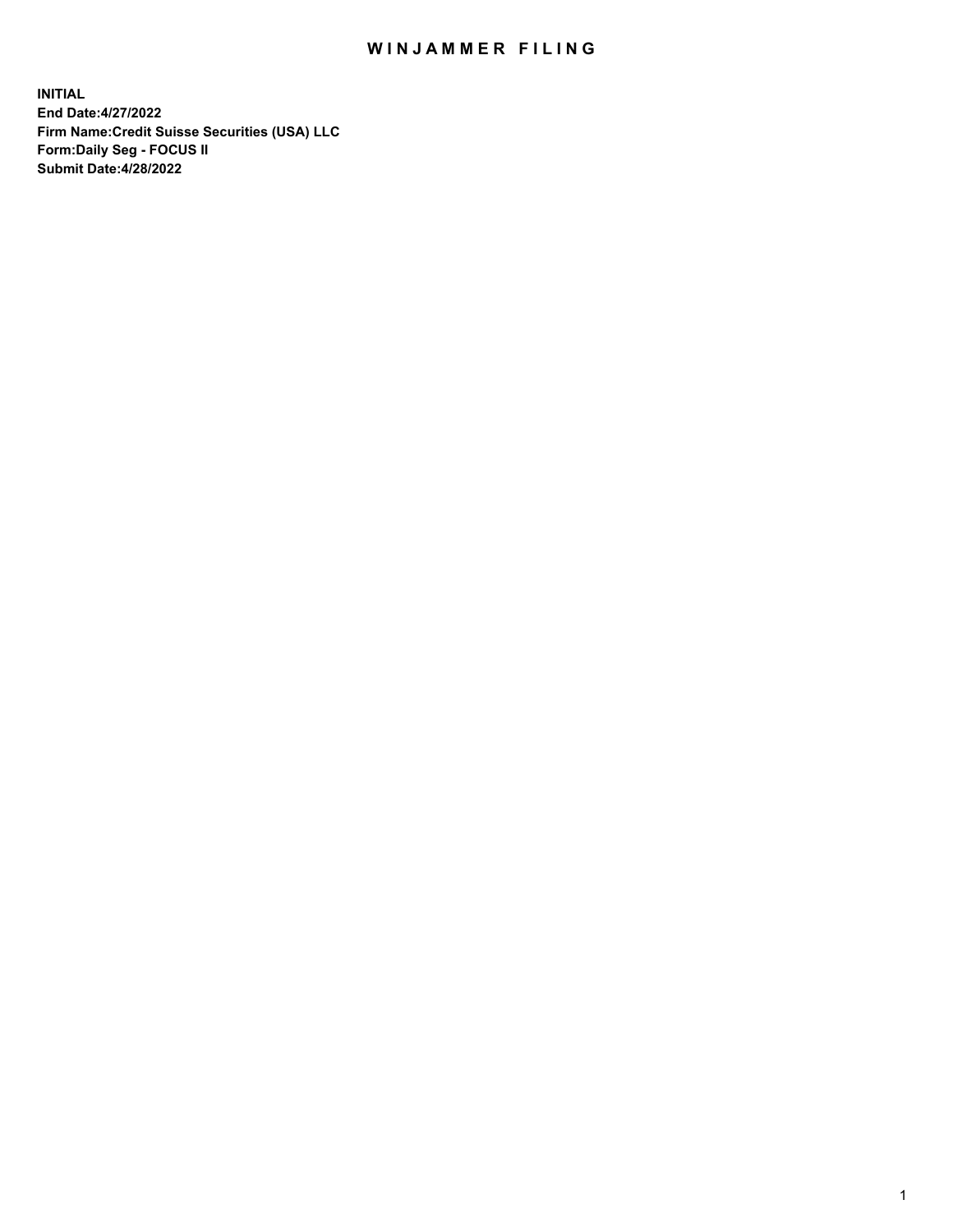# WINJAMMER FILING

**INITIAL**
**End Date:4/27/2022**
**Firm Name:Credit Suisse Securities (USA) LLC**
**Form:Daily Seg - FOCUS II**
**Submit Date:4/28/2022**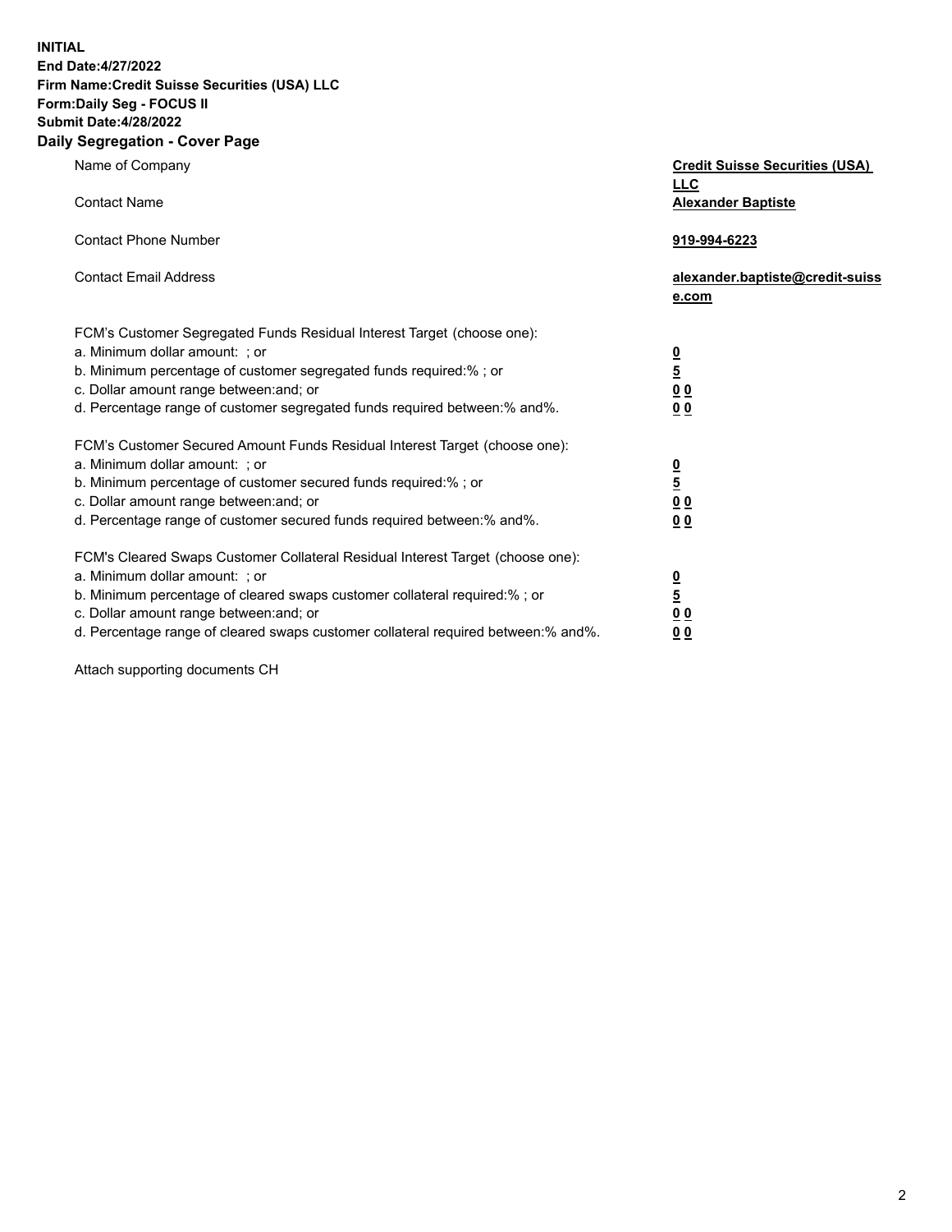**INITIAL**
**End Date:4/27/2022**
**Firm Name:Credit Suisse Securities (USA) LLC**
**Form:Daily Seg - FOCUS II**
**Submit Date:4/28/2022**

## Daily Segregation - Cover Page

| | |
|---|---|
| Name of Company | **Credit Suisse Securities (USA) LLC** |
| Contact Name | **Alexander Baptiste** |
| Contact Phone Number | **919-994-6223** |
| Contact Email Address | **alexander.baptiste@credit-suisse.com** |

| | |
|---|---|
| FCM's Customer Segregated Funds Residual Interest Target (choose one): | |
| a. Minimum dollar amount: ; or | **0** |
| b. Minimum percentage of customer segregated funds required:% ; or | **5** |
| c. Dollar amount range between:and; or | **0 0** |
| d. Percentage range of customer segregated funds required between:% and%. | **0 0** |
| FCM's Customer Secured Amount Funds Residual Interest Target (choose one): | |
| a. Minimum dollar amount: ; or | **0** |
| b. Minimum percentage of customer secured funds required:% ; or | **5** |
| c. Dollar amount range between:and; or | **0 0** |
| d. Percentage range of customer secured funds required between:% and%. | **0 0** |
| FCM's Cleared Swaps Customer Collateral Residual Interest Target (choose one): | |
| a. Minimum dollar amount: ; or | **0** |
| b. Minimum percentage of cleared swaps customer collateral required:% ; or | **5** |
| c. Dollar amount range between:and; or | **0 0** |
| d. Percentage range of cleared swaps customer collateral required between:% and%. | **0 0** |

Attach supporting documents CH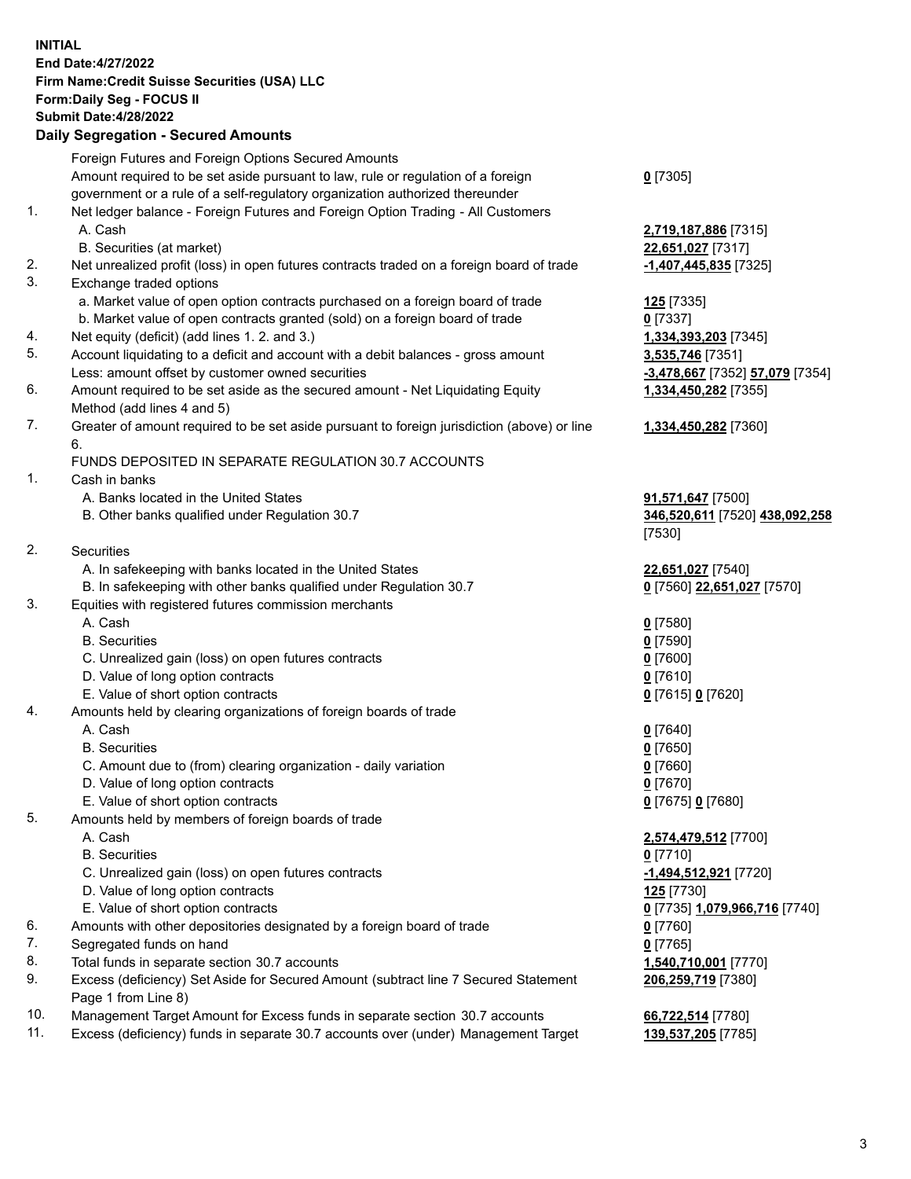**INITIAL**
**End Date:4/27/2022**
**Firm Name:Credit Suisse Securities (USA) LLC**
**Form:Daily Seg - FOCUS II**
**Submit Date:4/28/2022**

## Daily Segregation - Secured Amounts

| | | |
|---|---|---|
| | Foreign Futures and Foreign Options Secured Amounts | |
| | Amount required to be set aside pursuant to law, rule or regulation of a foreign government or a rule of a self-regulatory organization authorized thereunder | **0** [7305] |
| 1. | Net ledger balance - Foreign Futures and Foreign Option Trading - All Customers | |
| | A. Cash | **2,719,187,886** [7315] |
| | B. Securities (at market) | **22,651,027** [7317] |
| 2. | Net unrealized profit (loss) in open futures contracts traded on a foreign board of trade | **-1,407,445,835** [7325] |
| 3. | Exchange traded options | |
| | a. Market value of open option contracts purchased on a foreign board of trade | **125** [7335] |
| | b. Market value of open contracts granted (sold) on a foreign board of trade | **0** [7337] |
| 4. | Net equity (deficit) (add lines 1. 2. and 3.) | **1,334,393,203** [7345] |
| 5. | Account liquidating to a deficit and account with a debit balances - gross amount | **3,535,746** [7351] |
| | Less: amount offset by customer owned securities | **-3,478,667** [7352] **57,079** [7354] |
| 6. | Amount required to be set aside as the secured amount - Net Liquidating Equity Method (add lines 4 and 5) | **1,334,450,282** [7355] |
| 7. | Greater of amount required to be set aside pursuant to foreign jurisdiction (above) or line 6. | **1,334,450,282** [7360] |
| | FUNDS DEPOSITED IN SEPARATE REGULATION 30.7 ACCOUNTS | |
| 1. | Cash in banks | |
| | A. Banks located in the United States | **91,571,647** [7500] |
| | B. Other banks qualified under Regulation 30.7 | **346,520,611** [7520] **438,092,258** [7530] |
| 2. | Securities | |
| | A. In safekeeping with banks located in the United States | **22,651,027** [7540] |
| | B. In safekeeping with other banks qualified under Regulation 30.7 | **0** [7560] **22,651,027** [7570] |
| 3. | Equities with registered futures commission merchants | |
| | A. Cash | **0** [7580] |
| | B. Securities | **0** [7590] |
| | C. Unrealized gain (loss) on open futures contracts | **0** [7600] |
| | D. Value of long option contracts | **0** [7610] |
| | E. Value of short option contracts | **0** [7615] **0** [7620] |
| 4. | Amounts held by clearing organizations of foreign boards of trade | |
| | A. Cash | **0** [7640] |
| | B. Securities | **0** [7650] |
| | C. Amount due to (from) clearing organization - daily variation | **0** [7660] |
| | D. Value of long option contracts | **0** [7670] |
| | E. Value of short option contracts | **0** [7675] **0** [7680] |
| 5. | Amounts held by members of foreign boards of trade | |
| | A. Cash | **2,574,479,512** [7700] |
| | B. Securities | **0** [7710] |
| | C. Unrealized gain (loss) on open futures contracts | **-1,494,512,921** [7720] |
| | D. Value of long option contracts | **125** [7730] |
| | E. Value of short option contracts | **0** [7735] **1,079,966,716** [7740] |
| 6. | Amounts with other depositories designated by a foreign board of trade | **0** [7760] |
| 7. | Segregated funds on hand | **0** [7765] |
| 8. | Total funds in separate section 30.7 accounts | **1,540,710,001** [7770] |
| 9. | Excess (deficiency) Set Aside for Secured Amount (subtract line 7 Secured Statement Page 1 from Line 8) | **206,259,719** [7380] |
| 10. | Management Target Amount for Excess funds in separate section 30.7 accounts | **66,722,514** [7780] |
| 11. | Excess (deficiency) funds in separate 30.7 accounts over (under) Management Target | **139,537,205** [7785] |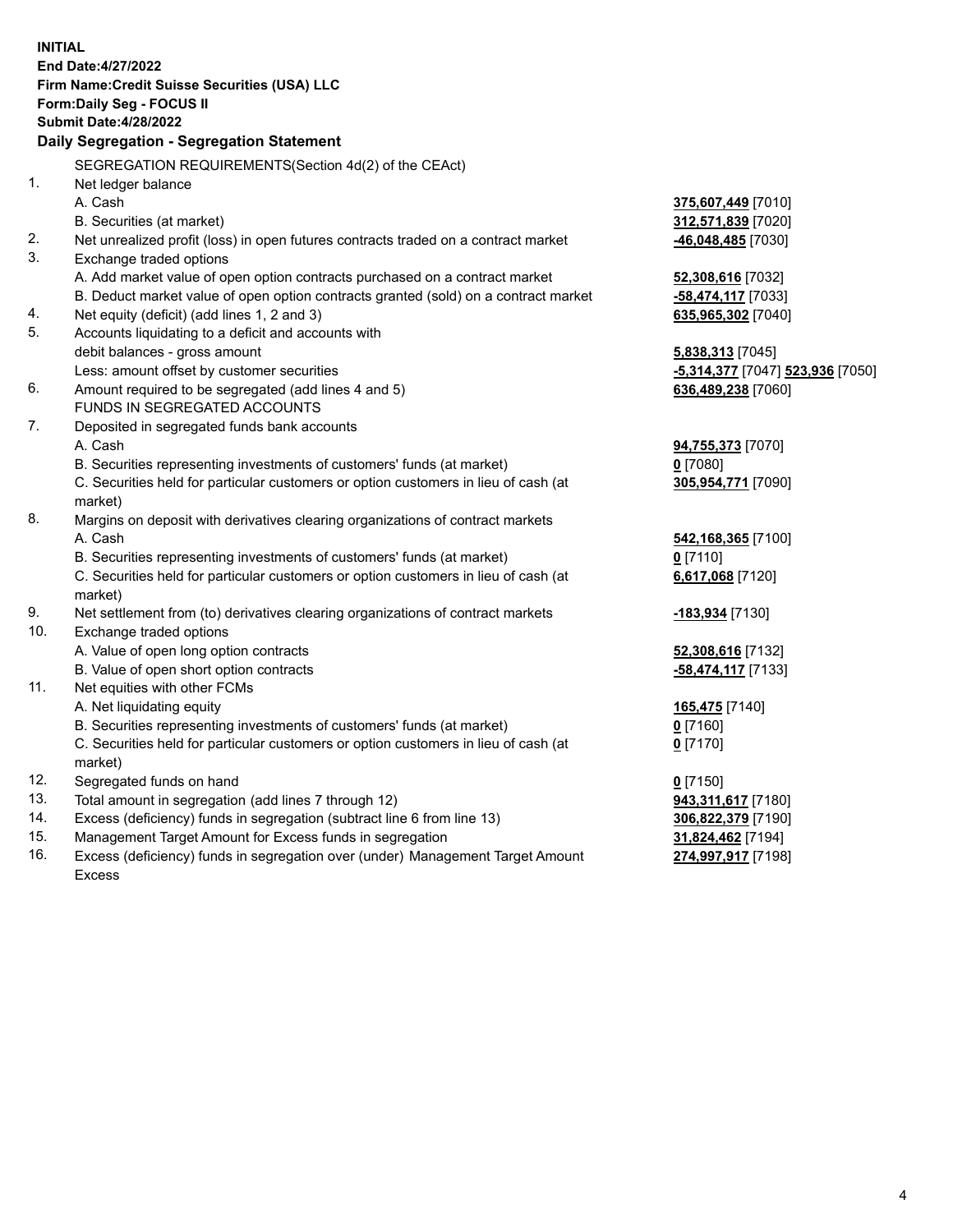**INITIAL**
**End Date:4/27/2022**
**Firm Name:Credit Suisse Securities (USA) LLC**
**Form:Daily Seg - FOCUS II**
**Submit Date:4/28/2022**

## Daily Segregation - Segregation Statement

SEGREGATION REQUIREMENTS(Section 4d(2) of the CEAct)

| | | |
|---|---|---|
| 1. | Net ledger balance | |
| | A. Cash | **375,607,449** [7010] |
| | B. Securities (at market) | **312,571,839** [7020] |
| 2. | Net unrealized profit (loss) in open futures contracts traded on a contract market | **-46,048,485** [7030] |
| 3. | Exchange traded options | |
| | A. Add market value of open option contracts purchased on a contract market | **52,308,616** [7032] |
| | B. Deduct market value of open option contracts granted (sold) on a contract market | **-58,474,117** [7033] |
| 4. | Net equity (deficit) (add lines 1, 2 and 3) | **635,965,302** [7040] |
| 5. | Accounts liquidating to a deficit and accounts with | |
| | debit balances - gross amount | **5,838,313** [7045] |
| | Less: amount offset by customer securities | **-5,314,377** [7047] **523,936** [7050] |
| 6. | Amount required to be segregated (add lines 4 and 5) | **636,489,238** [7060] |
| | FUNDS IN SEGREGATED ACCOUNTS | |
| 7. | Deposited in segregated funds bank accounts | |
| | A. Cash | **94,755,373** [7070] |
| | B. Securities representing investments of customers' funds (at market) | **0** [7080] |
| | C. Securities held for particular customers or option customers in lieu of cash (at market) | **305,954,771** [7090] |
| 8. | Margins on deposit with derivatives clearing organizations of contract markets | |
| | A. Cash | **542,168,365** [7100] |
| | B. Securities representing investments of customers' funds (at market) | **0** [7110] |
| | C. Securities held for particular customers or option customers in lieu of cash (at market) | **6,617,068** [7120] |
| 9. | Net settlement from (to) derivatives clearing organizations of contract markets | **-183,934** [7130] |
| 10. | Exchange traded options | |
| | A. Value of open long option contracts | **52,308,616** [7132] |
| | B. Value of open short option contracts | **-58,474,117** [7133] |
| 11. | Net equities with other FCMs | |
| | A. Net liquidating equity | **165,475** [7140] |
| | B. Securities representing investments of customers' funds (at market) | **0** [7160] |
| | C. Securities held for particular customers or option customers in lieu of cash (at market) | **0** [7170] |
| 12. | Segregated funds on hand | **0** [7150] |
| 13. | Total amount in segregation (add lines 7 through 12) | **943,311,617** [7180] |
| 14. | Excess (deficiency) funds in segregation (subtract line 6 from line 13) | **306,822,379** [7190] |
| 15. | Management Target Amount for Excess funds in segregation | **31,824,462** [7194] |
| 16. | Excess (deficiency) funds in segregation over (under) Management Target Amount Excess | **274,997,917** [7198] |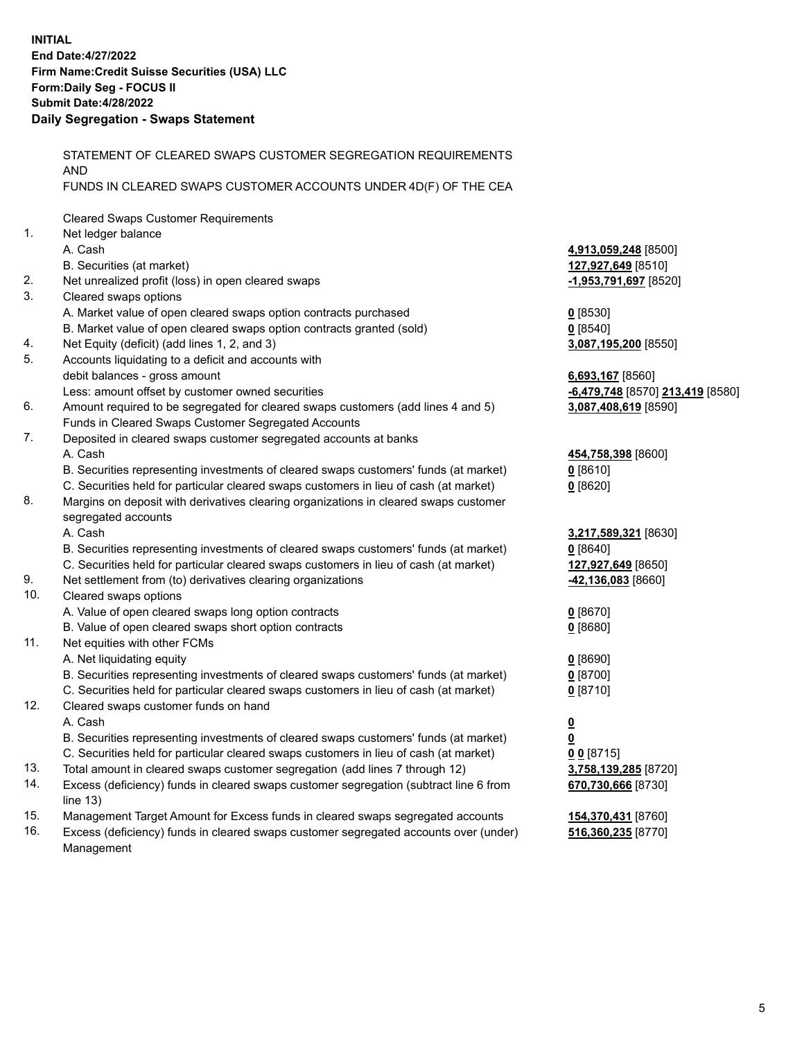**INITIAL**
**End Date:4/27/2022**
**Firm Name:Credit Suisse Securities (USA) LLC**
**Form:Daily Seg - FOCUS II**
**Submit Date:4/28/2022**
**Daily Segregation - Swaps Statement**

STATEMENT OF CLEARED SWAPS CUSTOMER SEGREGATION REQUIREMENTS AND FUNDS IN CLEARED SWAPS CUSTOMER ACCOUNTS UNDER 4D(F) OF THE CEA

| | | |
|---|---|---|
| | Cleared Swaps Customer Requirements | |
| 1. | Net ledger balance | |
| | A. Cash | **4,913,059,248** [8500] |
| | B. Securities (at market) | **127,927,649** [8510] |
| 2. | Net unrealized profit (loss) in open cleared swaps | **-1,953,791,697** [8520] |
| 3. | Cleared swaps options | |
| | A. Market value of open cleared swaps option contracts purchased | **0** [8530] |
| | B. Market value of open cleared swaps option contracts granted (sold) | **0** [8540] |
| 4. | Net Equity (deficit) (add lines 1, 2, and 3) | **3,087,195,200** [8550] |
| 5. | Accounts liquidating to a deficit and accounts with debit balances - gross amount | **6,693,167** [8560] |
| | Less: amount offset by customer owned securities | **-6,479,748** [8570] **213,419** [8580] |
| 6. | Amount required to be segregated for cleared swaps customers (add lines 4 and 5) | **3,087,408,619** [8590] |
| | Funds in Cleared Swaps Customer Segregated Accounts | |
| 7. | Deposited in cleared swaps customer segregated accounts at banks | |
| | A. Cash | **454,758,398** [8600] |
| | B. Securities representing investments of cleared swaps customers' funds (at market) | **0** [8610] |
| | C. Securities held for particular cleared swaps customers in lieu of cash (at market) | **0** [8620] |
| 8. | Margins on deposit with derivatives clearing organizations in cleared swaps customer segregated accounts | |
| | A. Cash | **3,217,589,321** [8630] |
| | B. Securities representing investments of cleared swaps customers' funds (at market) | **0** [8640] |
| | C. Securities held for particular cleared swaps customers in lieu of cash (at market) | **127,927,649** [8650] |
| 9. | Net settlement from (to) derivatives clearing organizations | **-42,136,083** [8660] |
| 10. | Cleared swaps options | |
| | A. Value of open cleared swaps long option contracts | **0** [8670] |
| | B. Value of open cleared swaps short option contracts | **0** [8680] |
| 11. | Net equities with other FCMs | |
| | A. Net liquidating equity | **0** [8690] |
| | B. Securities representing investments of cleared swaps customers' funds (at market) | **0** [8700] |
| | C. Securities held for particular cleared swaps customers in lieu of cash (at market) | **0** [8710] |
| 12. | Cleared swaps customer funds on hand | |
| | A. Cash | **0** |
| | B. Securities representing investments of cleared swaps customers' funds (at market) | **0** |
| | C. Securities held for particular cleared swaps customers in lieu of cash (at market) | **0** **0** [8715] |
| 13. | Total amount in cleared swaps customer segregation (add lines 7 through 12) | **3,758,139,285** [8720] |
| 14. | Excess (deficiency) funds in cleared swaps customer segregation (subtract line 6 from line 13) | **670,730,666** [8730] |
| 15. | Management Target Amount for Excess funds in cleared swaps segregated accounts | **154,370,431** [8760] |
| 16. | Excess (deficiency) funds in cleared swaps customer segregated accounts over (under) Management | **516,360,235** [8770] |